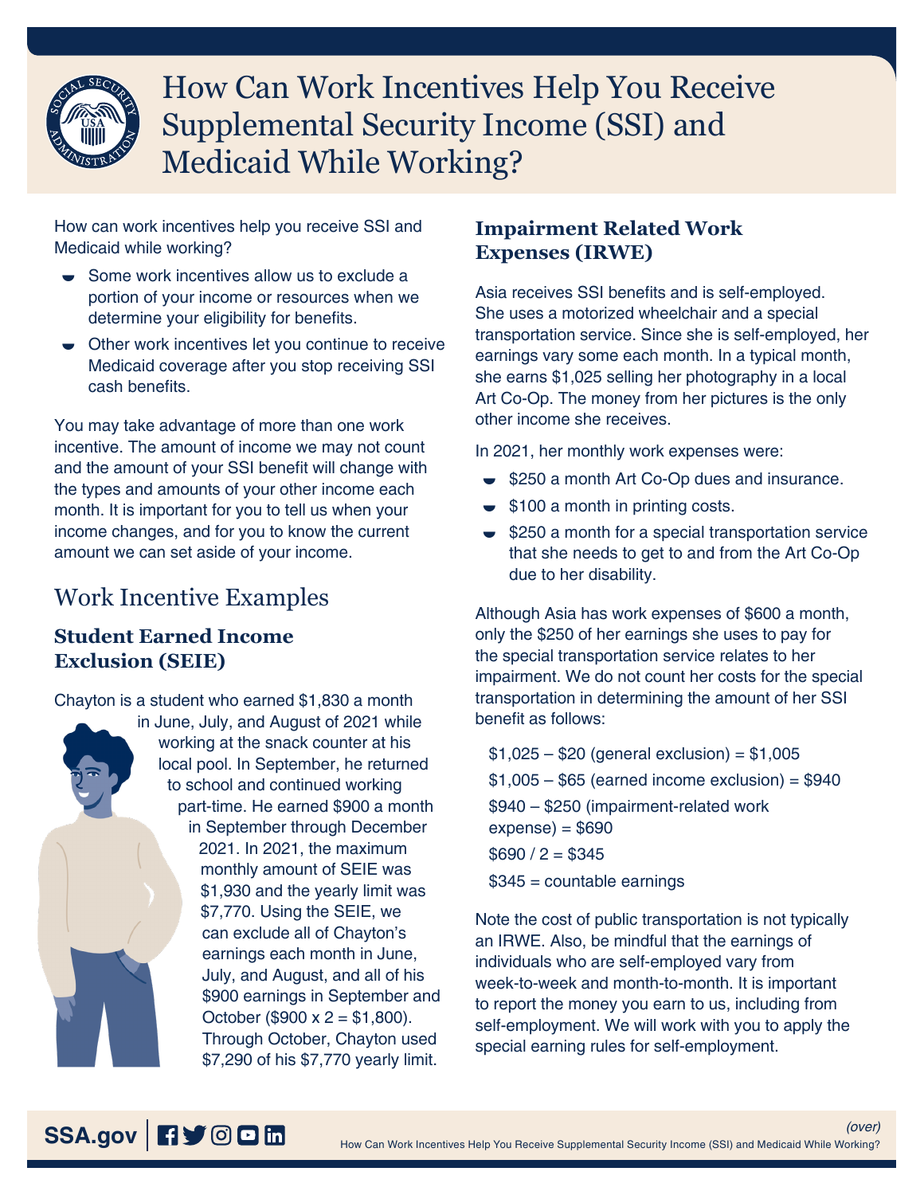# How Can Work Incentives Help You Receive Supplemental Security Income (SSI) and Medicaid While Working?

How can work incentives help you receive SSI and Medicaid while working?

- Some work incentives allow us to exclude a portion of your income or resources when we determine your eligibility for benefits.
- Other work incentives let you continue to receive Medicaid coverage after you stop receiving SSI cash benefits.

You may take advantage of more than one work incentive. The amount of income we may not count and the amount of your SSI benefit will change with the types and amounts of your other income each month. It is important for you to tell us when your income changes, and for you to know the current amount we can set aside of your income.

## Work Incentive Examples

### Student Earned Income Exclusion (SEIE)

Chayton is a student who earned $1,830 a month in June, July, and August of 2021 while working at the snack counter at his local pool. In September, he returned to school and continued working part-time. He earned $900 a month in September through December 2021. In 2021, the maximum monthly amount of SEIE was $1,930 and the yearly limit was $7,770. Using the SEIE, we can exclude all of Chayton's earnings each month in June, July, and August, and all of his $900 earnings in September and October ($900 x 2 = $1,800). Through October, Chayton used $7,290 of his $7,770 yearly limit.

### Impairment Related Work Expenses (IRWE)

Asia receives SSI benefits and is self-employed. She uses a motorized wheelchair and a special transportation service. Since she is self-employed, her earnings vary some each month. In a typical month, she earns $1,025 selling her photography in a local Art Co-Op. The money from her pictures is the only other income she receives.

In 2021, her monthly work expenses were:

- $250 a month Art Co-Op dues and insurance.
- $100 a month in printing costs.
- $250 a month for a special transportation service that she needs to get to and from the Art Co-Op due to her disability.

Although Asia has work expenses of $600 a month, only the $250 of her earnings she uses to pay for the special transportation service relates to her impairment. We do not count her costs for the special transportation in determining the amount of her SSI benefit as follows:

$1,025 – $20 (general exclusion) = $1,005

$1,005 – $65 (earned income exclusion) = $940

$940 – $250 (impairment-related work expense) = $690

$690 / 2 = $345

$345 = countable earnings

Note the cost of public transportation is not typically an IRWE. Also, be mindful that the earnings of individuals who are self-employed vary from week-to-week and month-to-month. It is important to report the money you earn to us, including from self-employment. We will work with you to apply the special earning rules for self-employment.

*(over)*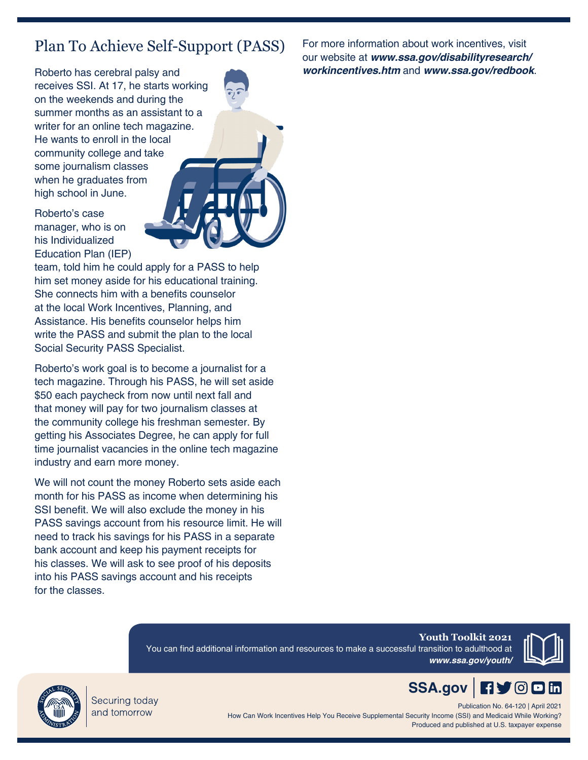## Plan To Achieve Self-Support (PASS)

Roberto has cerebral palsy and receives SSI. At 17, he starts working on the weekends and during the summer months as an assistant to a writer for an online tech magazine. He wants to enroll in the local community college and take some journalism classes when he graduates from high school in June.

Roberto's case manager, who is on his Individualized Education Plan (IEP) team, told him he could apply for a PASS to help him set money aside for his educational training. She connects him with a benefits counselor at the local Work Incentives, Planning, and Assistance. His benefits counselor helps him write the PASS and submit the plan to the local Social Security PASS Specialist.

Roberto's work goal is to become a journalist for a tech magazine. Through his PASS, he will set aside $50 each paycheck from now until next fall and that money will pay for two journalism classes at the community college his freshman semester. By getting his Associates Degree, he can apply for full time journalist vacancies in the online tech magazine industry and earn more money.

We will not count the money Roberto sets aside each month for his PASS as income when determining his SSI benefit. We will also exclude the money in his PASS savings account from his resource limit. He will need to track his savings for his PASS in a separate bank account and keep his payment receipts for his classes. We will ask to see proof of his deposits into his PASS savings account and his receipts for the classes.

For more information about work incentives, visit our website at ***www.ssa.gov/disabilityresearch/workincentives.htm*** and ***www.ssa.gov/redbook***.

**Youth Toolkit 2021**

You can find additional information and resources to make a successful transition to adulthood at ***www.ssa.gov/youth/***

Securing today and tomorrow

SSA.gov

Publication No. 64-120 | April 2021

How Can Work Incentives Help You Receive Supplemental Security Income (SSI) and Medicaid While Working?

Produced and published at U.S. taxpayer expense